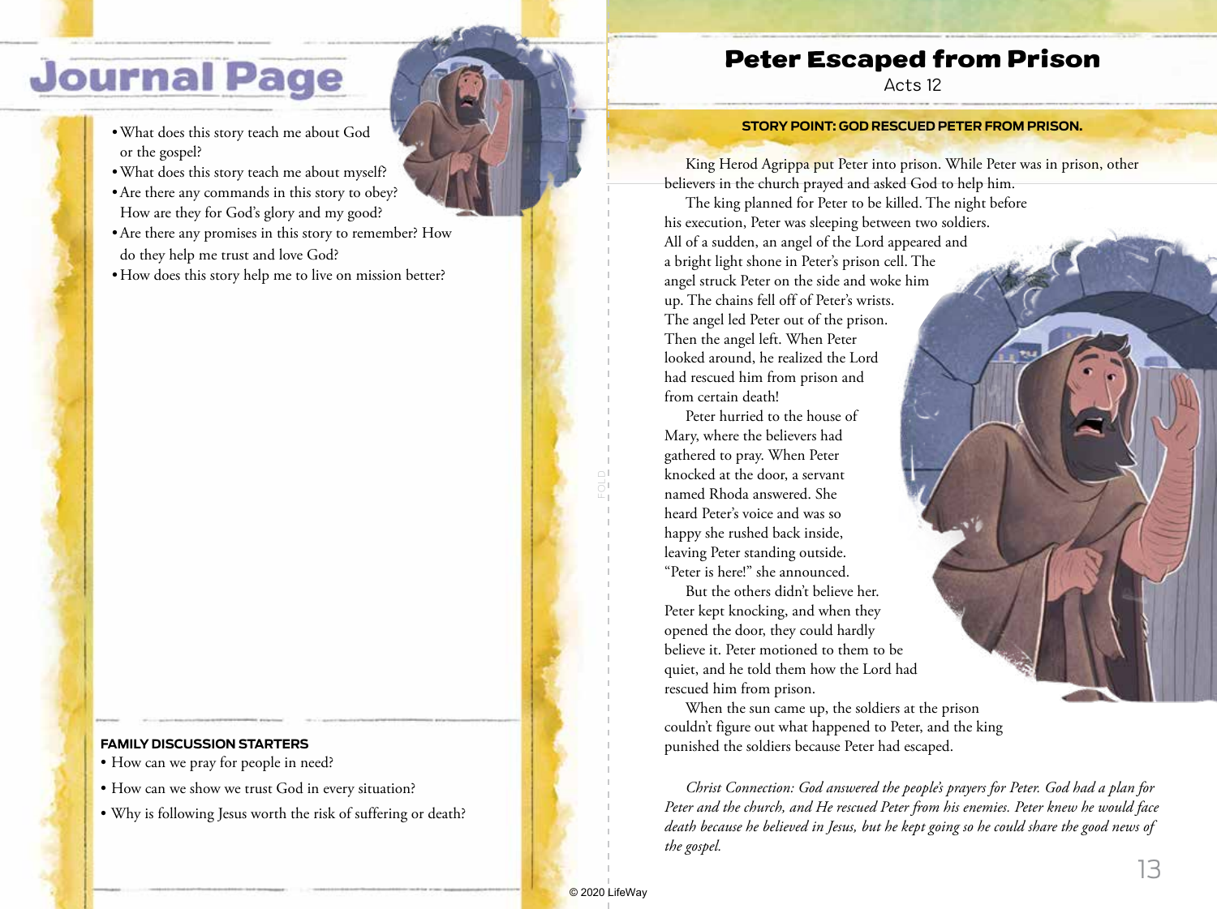# Journal Page

- What does this story teach me about God or the gospel?
- What does this story teach me about myself?
- Are there any commands in this story to obey? How are they for God's glory and my good?
- Are there any promises in this story to remember? How do they help me trust and love God?
- How does this story help me to live on mission better?

**FAMILY DISCUSSION STARTERS**

- How can we pray for people in need?
- How can we show we trust God in every situation?
- Why is following Jesus worth the risk of suffering or death?

# Peter Escaped from Prison

Acts 12

**STORY POINT: GOD RESCUED PETER FROM PRISON.**

King Herod Agrippa put Peter into prison. While Peter was in prison, other believers in the church prayed and asked God to help him.

The king planned for Peter to be killed. The night before his execution, Peter was sleeping between two soldiers. All of a sudden, an angel of the Lord appeared and a bright light shone in Peter's prison cell. The angel struck Peter on the side and woke him up. The chains fell off of Peter's wrists. The angel led Peter out of the prison. Then the angel left. When Peter looked around, he realized the Lord had rescued him from prison and from certain death!

Peter hurried to the house of Mary, where the believers had gathered to pray. When Peter knocked at the door, a servant named Rhoda answered. She heard Peter's voice and was so happy she rushed back inside, leaving Peter standing outside. "Peter is here!" she announced.

But the others didn't believe her. Peter kept knocking, and when they opened the door, they could hardly believe it. Peter motioned to them to be quiet, and he told them how the Lord had rescued him from prison.

When the sun came up, the soldiers at the prison couldn't figure out what happened to Peter, and the king punished the soldiers because Peter had escaped.

*Christ Connection: God answered the people's prayers for Peter. God had a plan for Peter and the church, and He rescued Peter from his enemies. Peter knew he would face death because he believed in Jesus, but he kept going so he could share the good news of the gospel.*

© 2020 LifeWay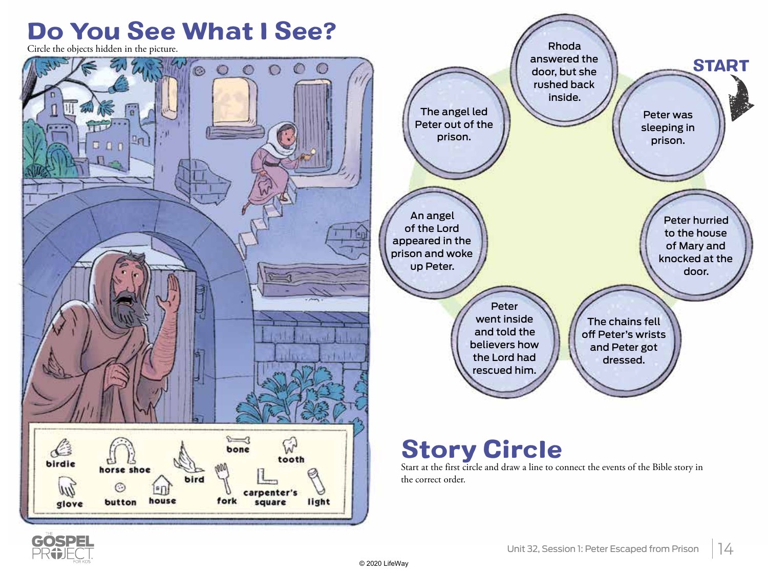# Do You See What I See?

Circle the objects hidden in the picture.

birdie
horse shoe
bird
bone
tooth
glove
button
house
fork
carpenter's square
light

START

Peter was sleeping in prison.

Peter hurried to the house of Mary and knocked at the door.

The chains fell off Peter's wrists and Peter got dressed.

Peter went inside and told the believers how the Lord had rescued him.

An angel of the Lord appeared in the prison and woke up Peter.

The angel led Peter out of the prison.

Rhoda answered the door, but she rushed back inside.

# Story Circle

Start at the first circle and draw a line to connect the events of the Bible story in the correct order.

© 2020 LifeWay